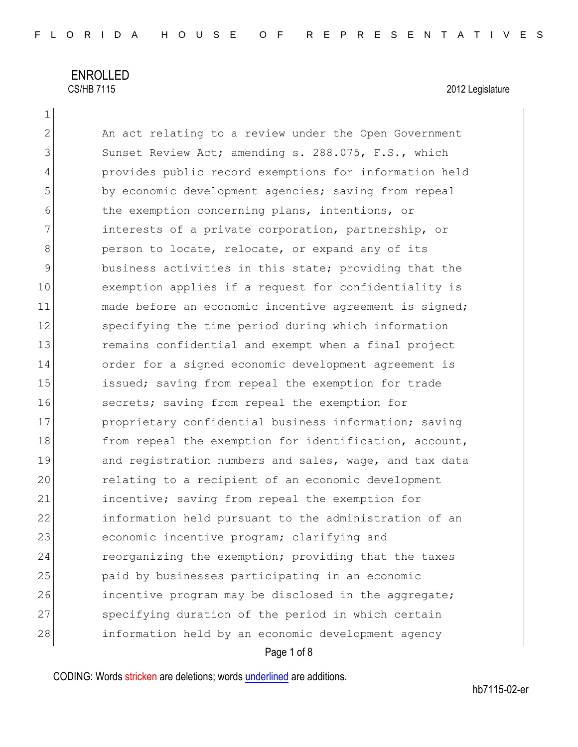ENROLLED

CS/HB 7115 2012 Legislature

An act relating to a review under the Open Government Sunset Review Act; amending s. 288.075, F.S., which provides public record exemptions for information held by economic development agencies; saving from repeal the exemption concerning plans, intentions, or interests of a private corporation, partnership, or person to locate, relocate, or expand any of its business activities in this state; providing that the exemption applies if a request for confidentiality is made before an economic incentive agreement is signed; specifying the time period during which information remains confidential and exempt when a final project order for a signed economic development agreement is issued; saving from repeal the exemption for trade secrets; saving from repeal the exemption for proprietary confidential business information; saving from repeal the exemption for identification, account, and registration numbers and sales, wage, and tax data relating to a recipient of an economic development incentive; saving from repeal the exemption for information held pursuant to the administration of an economic incentive program; clarifying and reorganizing the exemption; providing that the taxes paid by businesses participating in an economic incentive program may be disclosed in the aggregate; specifying duration of the period in which certain information held by an economic development agency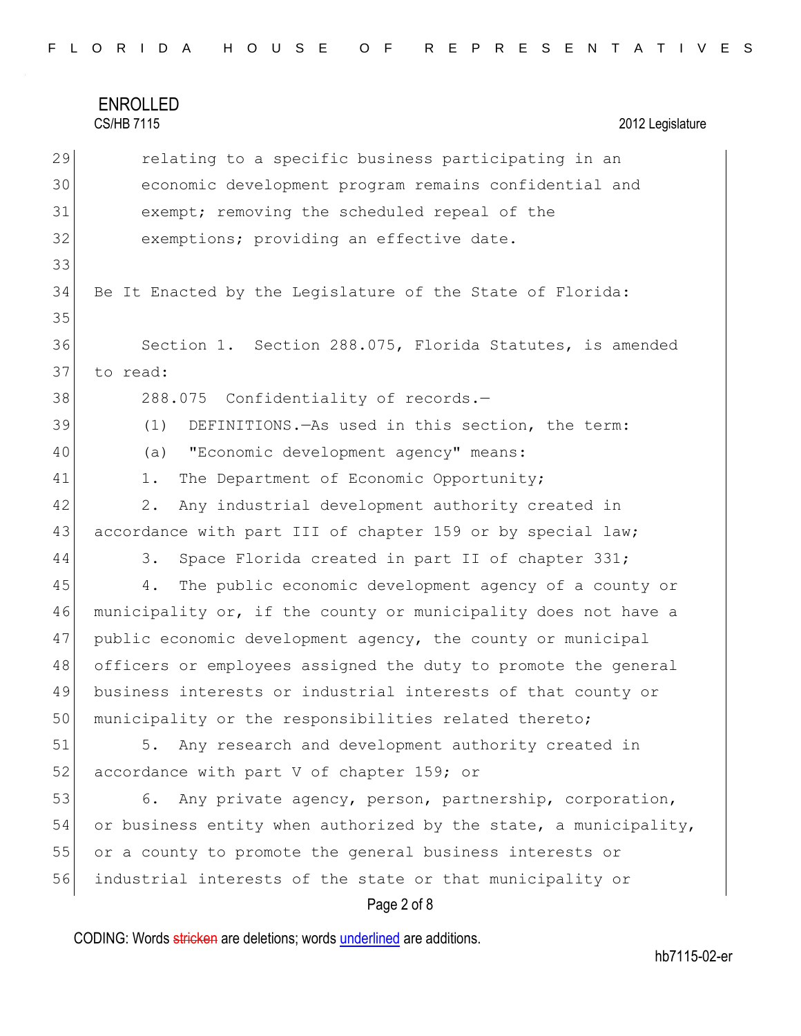relating to a specific business participating in an economic development program remains confidential and exempt; removing the scheduled repeal of the exemptions; providing an effective date.

Be It Enacted by the Legislature of the State of Florida:

Section 1. Section 288.075, Florida Statutes, is amended to read:

288.075 Confidentiality of records.—

(1) DEFINITIONS.—As used in this section, the term:

(a) "Economic development agency" means:

1. The Department of Economic Opportunity;

2. Any industrial development authority created in accordance with part III of chapter 159 or by special law;

3. Space Florida created in part II of chapter 331;

4. The public economic development agency of a county or municipality or, if the county or municipality does not have a public economic development agency, the county or municipal officers or employees assigned the duty to promote the general business interests or industrial interests of that county or municipality or the responsibilities related thereto;

5. Any research and development authority created in accordance with part V of chapter 159; or

6. Any private agency, person, partnership, corporation, or business entity when authorized by the state, a municipality, or a county to promote the general business interests or industrial interests of the state or that municipality or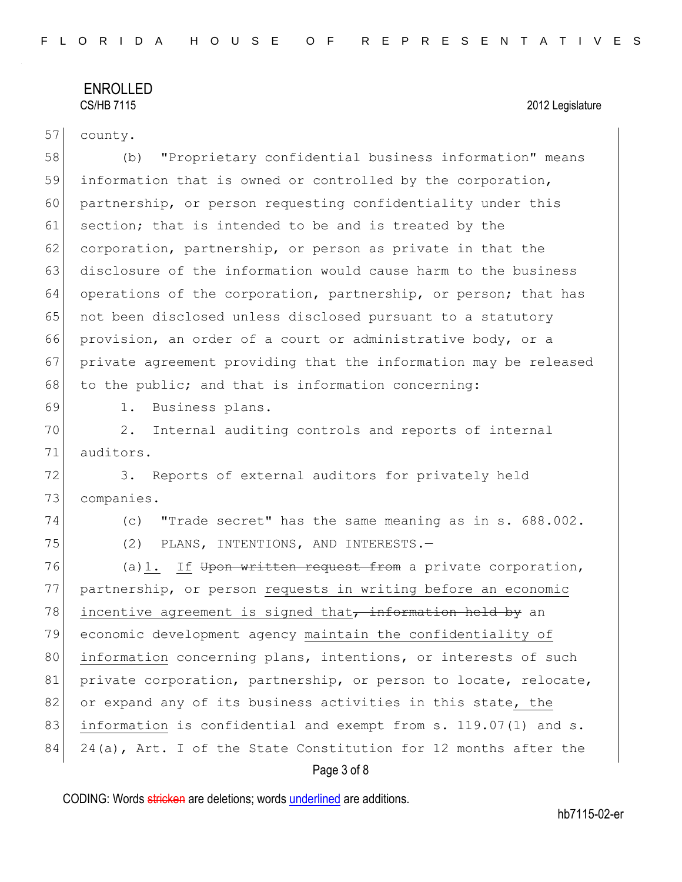county.

(b) "Proprietary confidential business information" means information that is owned or controlled by the corporation, partnership, or person requesting confidentiality under this section; that is intended to be and is treated by the corporation, partnership, or person as private in that the disclosure of the information would cause harm to the business operations of the corporation, partnership, or person; that has not been disclosed unless disclosed pursuant to a statutory provision, an order of a court or administrative body, or a private agreement providing that the information may be released to the public; and that is information concerning:

1. Business plans.

2. Internal auditing controls and reports of internal auditors.

3. Reports of external auditors for privately held companies.

(c) "Trade secret" has the same meaning as in s. 688.002.

(2) PLANS, INTENTIONS, AND INTERESTS.—

(a)<u>1.</u> <u>If</u> ~~Upon written request from~~ a private corporation, partnership, or person <u>requests in writing before an economic incentive agreement is signed that</u>~~, information held by~~ an economic development agency <u>maintain the confidentiality of information</u> concerning plans, intentions, or interests of such private corporation, partnership, or person to locate, relocate, or expand any of its business activities in this state<u>, the information</u> is confidential and exempt from s. 119.07(1) and s. 24(a), Art. I of the State Constitution for 12 months after the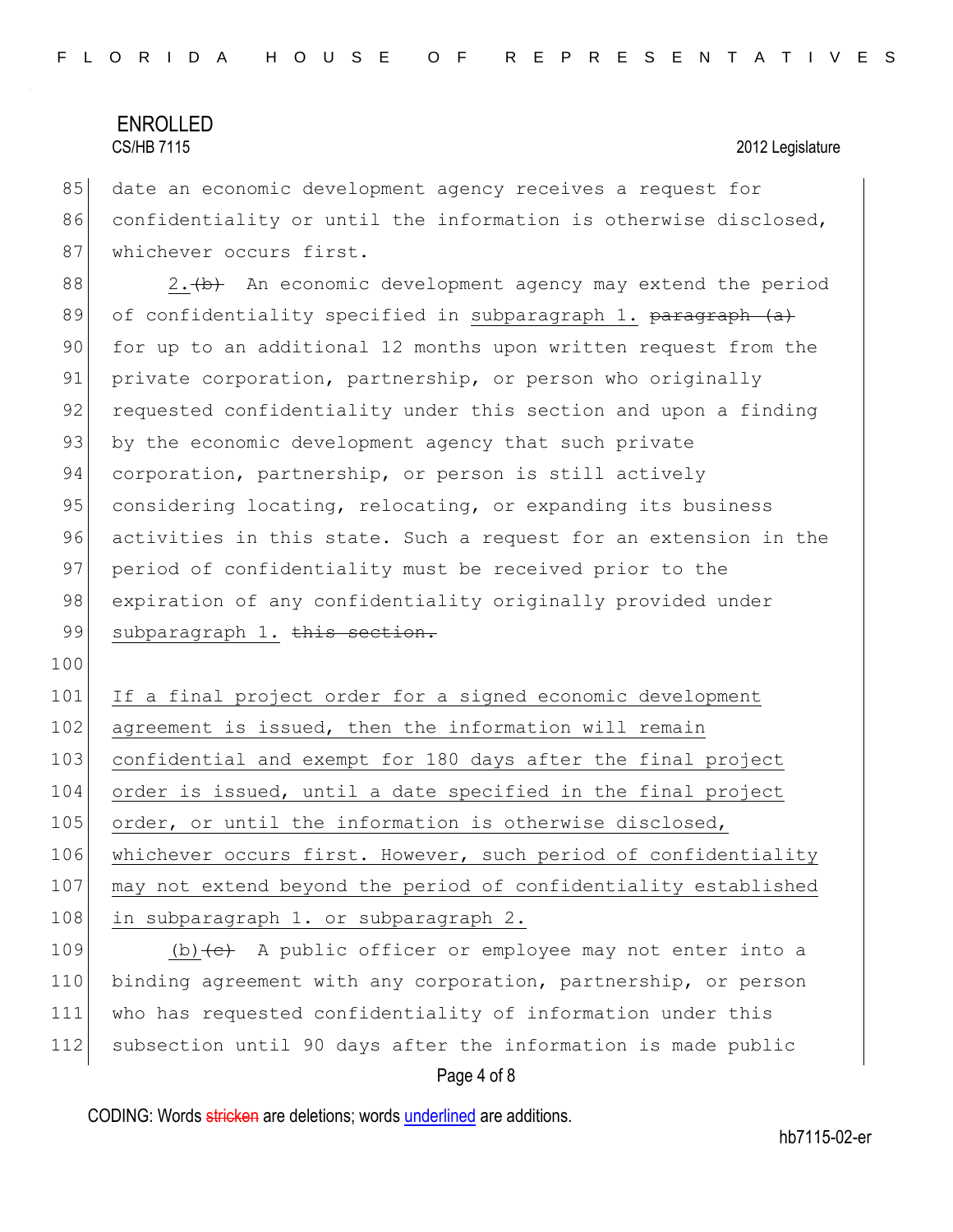date an economic development agency receives a request for confidentiality or until the information is otherwise disclosed, whichever occurs first.

2.~~(b)~~ An economic development agency may extend the period of confidentiality specified in subparagraph 1. ~~paragraph (a)~~ for up to an additional 12 months upon written request from the private corporation, partnership, or person who originally requested confidentiality under this section and upon a finding by the economic development agency that such private corporation, partnership, or person is still actively considering locating, relocating, or expanding its business activities in this state. Such a request for an extension in the period of confidentiality must be received prior to the expiration of any confidentiality originally provided under subparagraph 1. ~~this section.~~

If a final project order for a signed economic development agreement is issued, then the information will remain confidential and exempt for 180 days after the final project order is issued, until a date specified in the final project order, or until the information is otherwise disclosed, whichever occurs first. However, such period of confidentiality may not extend beyond the period of confidentiality established in subparagraph 1. or subparagraph 2.

(b)~~(c)~~ A public officer or employee may not enter into a binding agreement with any corporation, partnership, or person who has requested confidentiality of information under this subsection until 90 days after the information is made public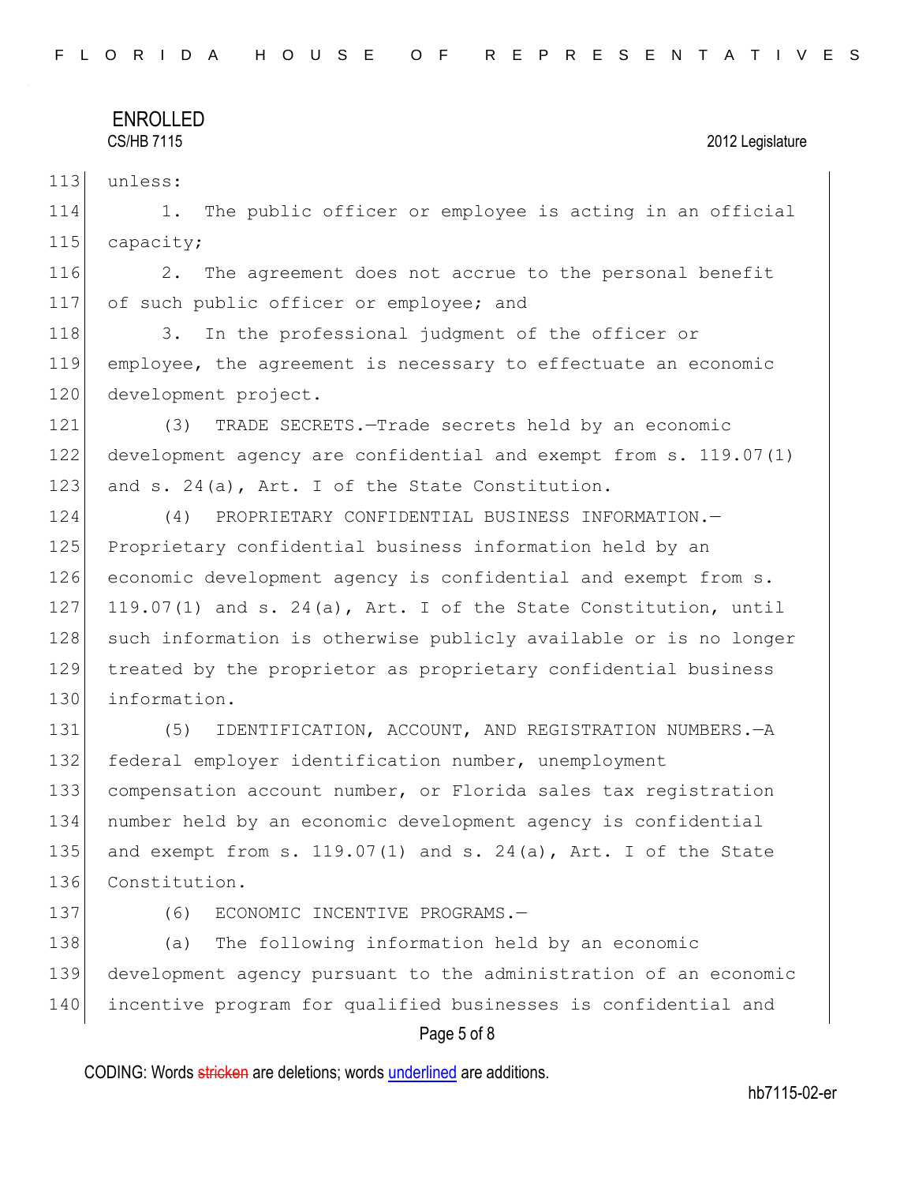unless:

1. The public officer or employee is acting in an official capacity;

2. The agreement does not accrue to the personal benefit of such public officer or employee; and

3. In the professional judgment of the officer or employee, the agreement is necessary to effectuate an economic development project.

(3) TRADE SECRETS.—Trade secrets held by an economic development agency are confidential and exempt from s. 119.07(1) and s. 24(a), Art. I of the State Constitution.

(4) PROPRIETARY CONFIDENTIAL BUSINESS INFORMATION.—Proprietary confidential business information held by an economic development agency is confidential and exempt from s. 119.07(1) and s. 24(a), Art. I of the State Constitution, until such information is otherwise publicly available or is no longer treated by the proprietor as proprietary confidential business information.

(5) IDENTIFICATION, ACCOUNT, AND REGISTRATION NUMBERS.—A federal employer identification number, unemployment compensation account number, or Florida sales tax registration number held by an economic development agency is confidential and exempt from s. 119.07(1) and s. 24(a), Art. I of the State Constitution.

(6) ECONOMIC INCENTIVE PROGRAMS.—

(a) The following information held by an economic development agency pursuant to the administration of an economic incentive program for qualified businesses is confidential and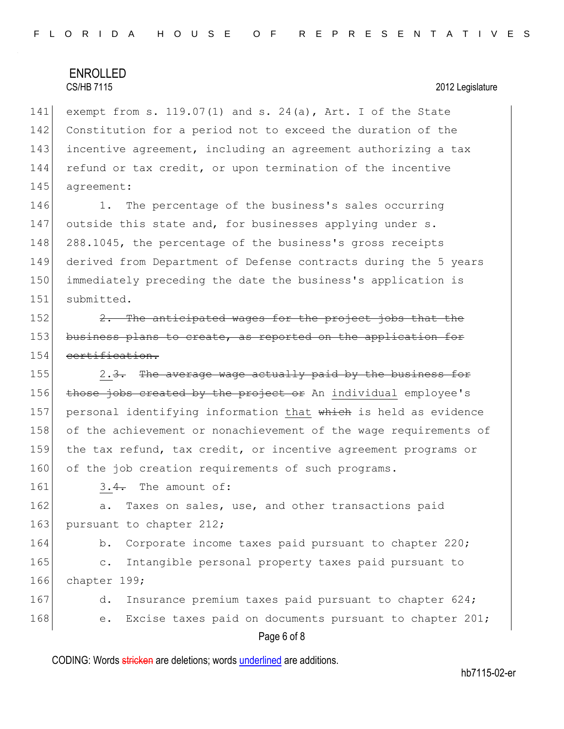exempt from s. 119.07(1) and s. 24(a), Art. I of the State Constitution for a period not to exceed the duration of the incentive agreement, including an agreement authorizing a tax refund or tax credit, or upon termination of the incentive agreement:

1. The percentage of the business's sales occurring outside this state and, for businesses applying under s. 288.1045, the percentage of the business's gross receipts derived from Department of Defense contracts during the 5 years immediately preceding the date the business's application is submitted.

~~2. The anticipated wages for the project jobs that the business plans to create, as reported on the application for certification.~~

<u>2.</u>~~3.~~ ~~The average wage actually paid by the business for those jobs created by the project or~~ An <u>individual</u> employee's personal identifying information <u>that</u> ~~which~~ is held as evidence of the achievement or nonachievement of the wage requirements of the tax refund, tax credit, or incentive agreement programs or of the job creation requirements of such programs.

<u>3.</u>~~4.~~ The amount of:

a. Taxes on sales, use, and other transactions paid pursuant to chapter 212;

b. Corporate income taxes paid pursuant to chapter 220;

c. Intangible personal property taxes paid pursuant to chapter 199;

d. Insurance premium taxes paid pursuant to chapter 624;

e. Excise taxes paid on documents pursuant to chapter 201;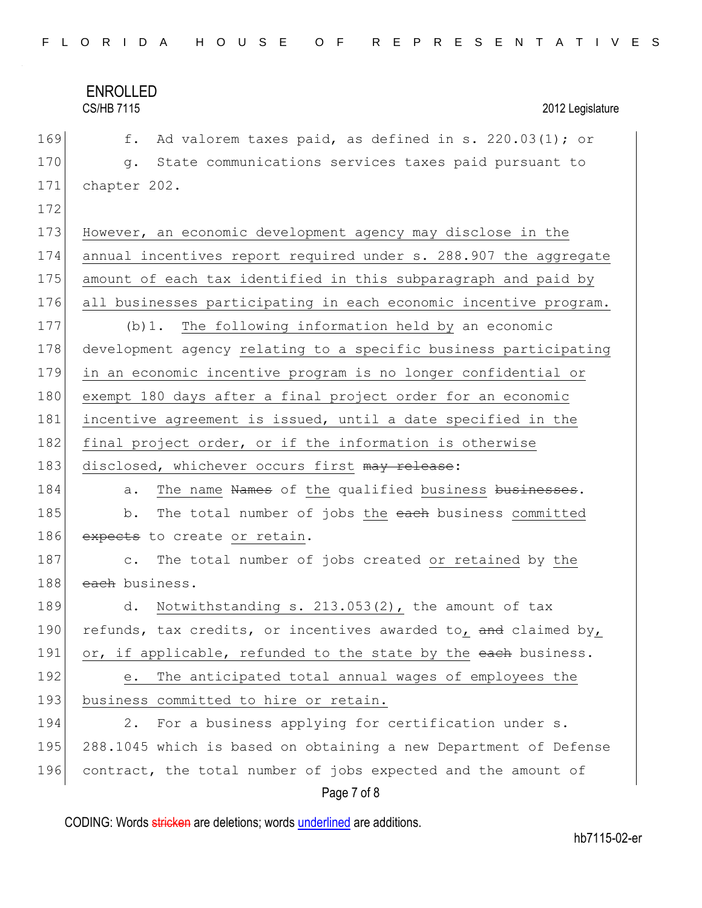f. Ad valorem taxes paid, as defined in s. 220.03(1); or

g. State communications services taxes paid pursuant to chapter 202.

However, an economic development agency may disclose in the annual incentives report required under s. 288.907 the aggregate amount of each tax identified in this subparagraph and paid by all businesses participating in each economic incentive program.

(b)1. The following information held by an economic development agency relating to a specific business participating in an economic incentive program is no longer confidential or exempt 180 days after a final project order for an economic incentive agreement is issued, until a date specified in the final project order, or if the information is otherwise disclosed, whichever occurs first ~~may release~~:

a. The name ~~Names~~ of the qualified business ~~businesses~~.

b. The total number of jobs the ~~each~~ business committed ~~expects~~ to create or retain.

c. The total number of jobs created or retained by the ~~each~~ business.

d. Notwithstanding s. 213.053(2), the amount of tax refunds, tax credits, or incentives awarded to, ~~and~~ claimed by, or, if applicable, refunded to the state by the ~~each~~ business.

e. The anticipated total annual wages of employees the business committed to hire or retain.

2. For a business applying for certification under s. 288.1045 which is based on obtaining a new Department of Defense contract, the total number of jobs expected and the amount of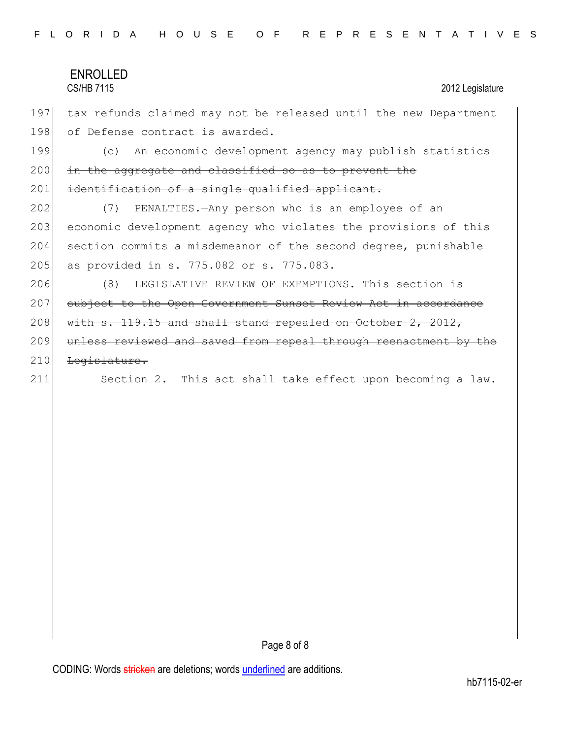ENROLLED

CS/HB 7115 2012 Legislature

197 tax refunds claimed may not be released until the new Department
198 of Defense contract is awarded.

199 ~~(c) An economic development agency may publish statistics~~
200 ~~in the aggregate and classified so as to prevent the~~
201 ~~identification of a single qualified applicant.~~

202 (7) PENALTIES.—Any person who is an employee of an
203 economic development agency who violates the provisions of this
204 section commits a misdemeanor of the second degree, punishable
205 as provided in s. 775.082 or s. 775.083.

206 ~~(8) LEGISLATIVE REVIEW OF EXEMPTIONS.—This section is~~
207 ~~subject to the Open Government Sunset Review Act in accordance~~
208 ~~with s. 119.15 and shall stand repealed on October 2, 2012,~~
209 ~~unless reviewed and saved from repeal through reenactment by the~~
210 ~~Legislature.~~

211 Section 2. This act shall take effect upon becoming a law.

CODING: Words ~~stricken~~ are deletions; words underlined are additions.

hb7115-02-er